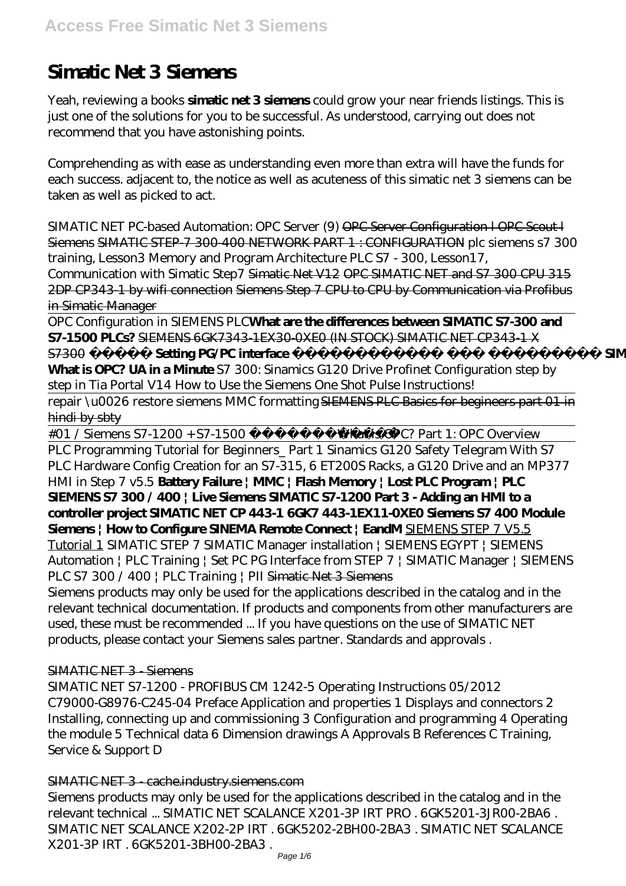# Simatic Net 3 Siemens

Yeah, reviewing a books **simatic net 3 siemens** could grow your near friends listings. This is just one of the solutions for you to be successful. As understood, carrying out does not recommend that you have astonishing points.

Comprehending as with ease as understanding even more than extra will have the funds for each success. adjacent to, the notice as well as acuteness of this simatic net 3 siemens can be taken as well as picked to act.

*SIMATIC NET PC-based Automation: OPC Server (9)* ~~OPC Server Configuration l OPC Scout l Siemens~~ ~~SIMATIC STEP-7 300-400 NETWORK PART 1 : CONFIGURATION~~ *plc siemens s7 300 training, Lesson3 Memory and Program Architecture PLC S7 - 300, Lesson17, Communication with Simatic Step7* ~~Simatic Net V12~~ ~~OPC SIMATIC NET and S7 300 CPU 315 2DP CP343-1 by wifi connection~~ ~~Siemens Step 7 CPU to CPU by Communication via Profibus in Simatic Manager~~

OPC Configuration in SIEMENS PLC **What are the differences between SIMATIC S7-300 and S7-1500 PLCs?** ~~SIEMENS 6GK7343-1EX30-0XE0 (IN STOCK) SIMATIC NET CP343-1 X S7300~~ **Setting PG/PC interface SIM... What is OPC? UA in a Minute** *S7 300: Sinamics G120 Drive Profinet Configuration step by step in Tia Portal V14 How to Use the Siemens One Shot Pulse Instructions!*

repair \u0026 restore siemens MMC formatting ~~SIEMENS PLC Basics for begineers part 01 in hindi by sbty~~

#01 / Siemens S7-1200 + S7-1500 *What is OPC? Part 1: OPC Overview*

PLC Programming Tutorial for Beginners_ Part 1 *Sinamics G120 Safety Telegram With S7 PLC Hardware Config Creation for an S7-315, 6 ET200S Racks, a G120 Drive and an MP377 HMI in Step 7 v5.5* **Battery Failure | MMC | Flash Memory | Lost PLC Program | PLC SIEMENS S7 300 / 400 | Live Siemens SIMATIC S7-1200 Part 3 - Adding an HMI to a controller project SIMATIC NET CP 443-1 6GK7 443-1EX11-0XE0 Siemens S7 400 Module Siemens | How to Configure SINEMA Remote Connect | EandM** SIEMENS STEP 7 V5.5 Tutorial 1 *SIMATIC STEP 7 SIMATIC Manager installation | SIEMENS EGYPT | SIEMENS Automation | PLC Training | Set PC PG Interface from STEP 7 | SIMATIC Manager | SIEMENS PLC S7 300 / 400 | PLC Training | PII* ~~Simatic Net 3 Siemens~~

Siemens products may only be used for the applications described in the catalog and in the relevant technical documentation. If products and components from other manufacturers are used, these must be recommended ... If you have questions on the use of SIMATIC NET products, please contact your Siemens sales partner. Standards and approvals .

## SIMATIC NET 3 - Siemens

SIMATIC NET S7-1200 - PROFIBUS CM 1242-5 Operating Instructions 05/2012 C79000-G8976-C245-04 Preface Application and properties 1 Displays and connectors 2 Installing, connecting up and commissioning 3 Configuration and programming 4 Operating the module 5 Technical data 6 Dimension drawings A Approvals B References C Training, Service & Support D

## SIMATIC NET 3 - cache.industry.siemens.com

Siemens products may only be used for the applications described in the catalog and in the relevant technical ... SIMATIC NET SCALANCE X201-3P IRT PRO . 6GK5201-3JR00-2BA6 . SIMATIC NET SCALANCE X202-2P IRT . 6GK5202-2BH00-2BA3 . SIMATIC NET SCALANCE X201-3P IRT . 6GK5201-3BH00-2BA3 .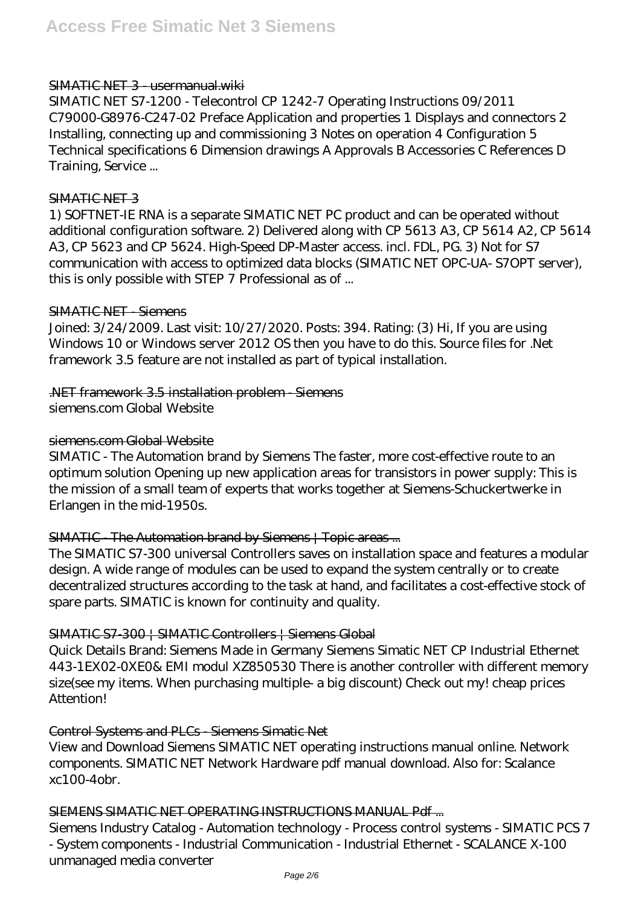### SIMATIC NET 3 - usermanual.wiki

SIMATIC NET S7-1200 - Telecontrol CP 1242-7 Operating Instructions 09/2011 C79000-G8976-C247-02 Preface Application and properties 1 Displays and connectors 2 Installing, connecting up and commissioning 3 Notes on operation 4 Configuration 5 Technical specifications 6 Dimension drawings A Approvals B Accessories C References D Training, Service ...

### SIMATIC NET 3

1) SOFTNET-IE RNA is a separate SIMATIC NET PC product and can be operated without additional configuration software. 2) Delivered along with CP 5613 A3, CP 5614 A2, CP 5614 A3, CP 5623 and CP 5624. High-Speed DP-Master access. incl. FDL, PG. 3) Not for S7 communication with access to optimized data blocks (SIMATIC NET OPC-UA- S7OPT server), this is only possible with STEP 7 Professional as of ...

### SIMATIC NET - Siemens

Joined: 3/24/2009. Last visit: 10/27/2020. Posts: 394. Rating: (3) Hi, If you are using Windows 10 or Windows server 2012 OS then you have to do this. Source files for .Net framework 3.5 feature are not installed as part of typical installation.

### .NET framework 3.5 installation problem - Siemens

siemens.com Global Website

### siemens.com Global Website

SIMATIC - The Automation brand by Siemens The faster, more cost-effective route to an optimum solution Opening up new application areas for transistors in power supply: This is the mission of a small team of experts that works together at Siemens-Schuckertwerke in Erlangen in the mid-1950s.

### SIMATIC - The Automation brand by Siemens | Topic areas ...

The SIMATIC S7-300 universal Controllers saves on installation space and features a modular design. A wide range of modules can be used to expand the system centrally or to create decentralized structures according to the task at hand, and facilitates a cost-effective stock of spare parts. SIMATIC is known for continuity and quality.

### SIMATIC S7-300 | SIMATIC Controllers | Siemens Global

Quick Details Brand: Siemens Made in Germany Siemens Simatic NET CP Industrial Ethernet 443-1EX02-0XE0& EMI modul XZ850530 There is another controller with different memory size(see my items. When purchasing multiple- a big discount) Check out my! cheap prices Attention!

### Control Systems and PLCs - Siemens Simatic Net

View and Download Siemens SIMATIC NET operating instructions manual online. Network components. SIMATIC NET Network Hardware pdf manual download. Also for: Scalance xc100-4obr.

### SIEMENS SIMATIC NET OPERATING INSTRUCTIONS MANUAL Pdf ...

Siemens Industry Catalog - Automation technology - Process control systems - SIMATIC PCS 7 - System components - Industrial Communication - Industrial Ethernet - SCALANCE X-100 unmanaged media converter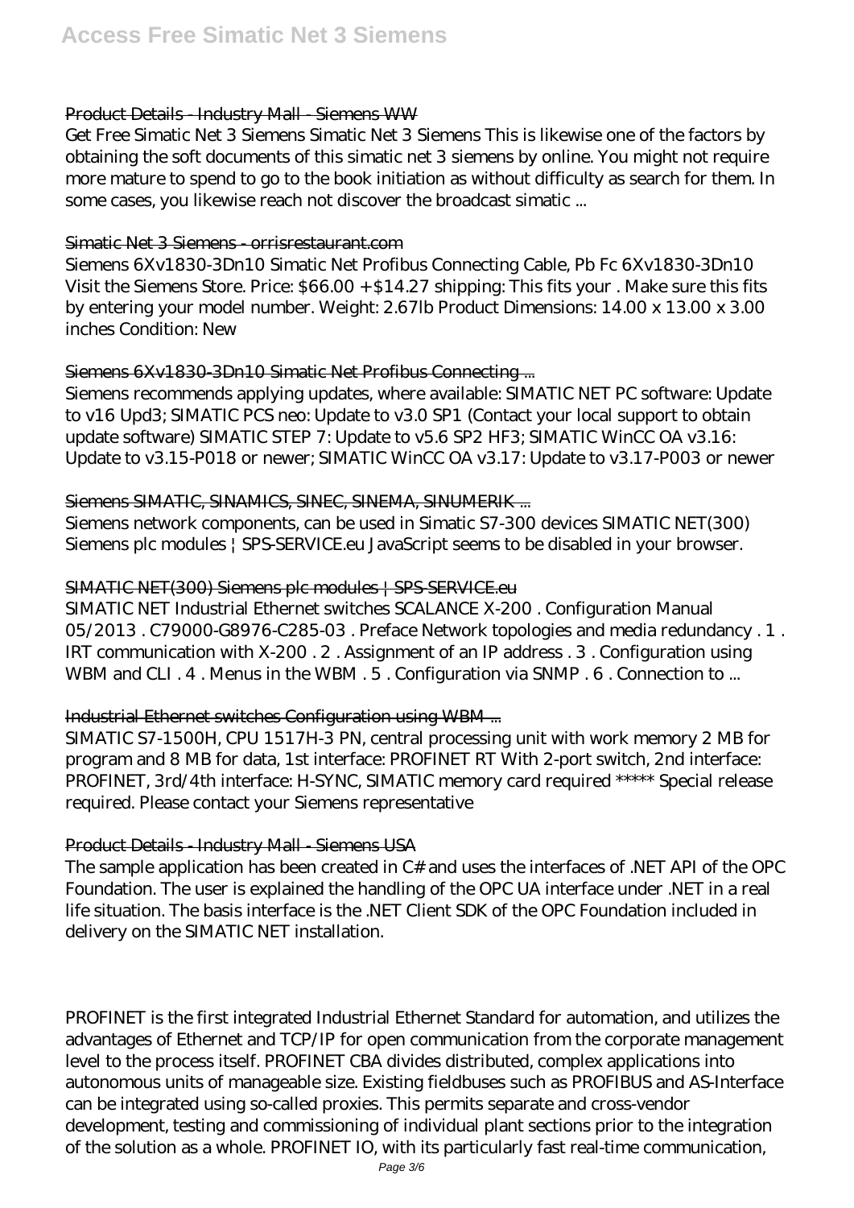#### Product Details - Industry Mall - Siemens WW

Get Free Simatic Net 3 Siemens Simatic Net 3 Siemens This is likewise one of the factors by obtaining the soft documents of this simatic net 3 siemens by online. You might not require more mature to spend to go to the book initiation as without difficulty as search for them. In some cases, you likewise reach not discover the broadcast simatic ...

#### Simatic Net 3 Siemens - orrisrestaurant.com

Siemens 6Xv1830-3Dn10 Simatic Net Profibus Connecting Cable, Pb Fc 6Xv1830-3Dn10 Visit the Siemens Store. Price: $66.00 + $14.27 shipping: This fits your . Make sure this fits by entering your model number. Weight: 2.67lb Product Dimensions: 14.00 x 13.00 x 3.00 inches Condition: New

#### Siemens 6Xv1830-3Dn10 Simatic Net Profibus Connecting ...

Siemens recommends applying updates, where available: SIMATIC NET PC software: Update to v16 Upd3; SIMATIC PCS neo: Update to v3.0 SP1 (Contact your local support to obtain update software) SIMATIC STEP 7: Update to v5.6 SP2 HF3; SIMATIC WinCC OA v3.16: Update to v3.15-P018 or newer; SIMATIC WinCC OA v3.17: Update to v3.17-P003 or newer

#### Siemens SIMATIC, SINAMICS, SINEC, SINEMA, SINUMERIK ...

Siemens network components, can be used in Simatic S7-300 devices SIMATIC NET(300) Siemens plc modules | SPS-SERVICE.eu JavaScript seems to be disabled in your browser.

#### SIMATIC NET(300) Siemens plc modules | SPS-SERVICE.eu

SIMATIC NET Industrial Ethernet switches SCALANCE X-200 . Configuration Manual 05/2013 . C79000-G8976-C285-03 . Preface Network topologies and media redundancy . 1 . IRT communication with X-200 . 2 . Assignment of an IP address . 3 . Configuration using WBM and CLI . 4 . Menus in the WBM . 5 . Configuration via SNMP . 6 . Connection to ...

#### Industrial Ethernet switches Configuration using WBM ...

SIMATIC S7-1500H, CPU 1517H-3 PN, central processing unit with work memory 2 MB for program and 8 MB for data, 1st interface: PROFINET RT With 2-port switch, 2nd interface: PROFINET, 3rd/4th interface: H-SYNC, SIMATIC memory card required ***** Special release required. Please contact your Siemens representative

#### Product Details - Industry Mall - Siemens USA

The sample application has been created in C# and uses the interfaces of .NET API of the OPC Foundation. The user is explained the handling of the OPC UA interface under .NET in a real life situation. The basis interface is the .NET Client SDK of the OPC Foundation included in delivery on the SIMATIC NET installation.

PROFINET is the first integrated Industrial Ethernet Standard for automation, and utilizes the advantages of Ethernet and TCP/IP for open communication from the corporate management level to the process itself. PROFINET CBA divides distributed, complex applications into autonomous units of manageable size. Existing fieldbuses such as PROFIBUS and AS-Interface can be integrated using so-called proxies. This permits separate and cross-vendor development, testing and commissioning of individual plant sections prior to the integration of the solution as a whole. PROFINET IO, with its particularly fast real-time communication,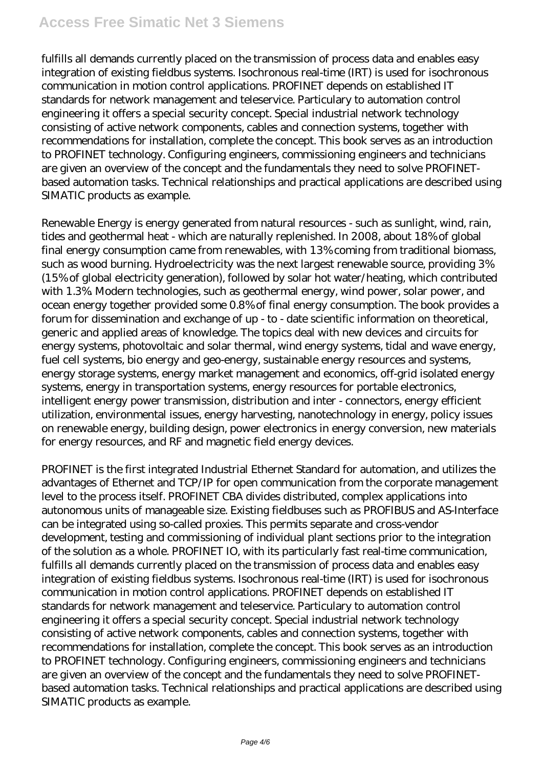fulfills all demands currently placed on the transmission of process data and enables easy integration of existing fieldbus systems. Isochronous real-time (IRT) is used for isochronous communication in motion control applications. PROFINET depends on established IT standards for network management and teleservice. Particulary to automation control engineering it offers a special security concept. Special industrial network technology consisting of active network components, cables and connection systems, together with recommendations for installation, complete the concept. This book serves as an introduction to PROFINET technology. Configuring engineers, commissioning engineers and technicians are given an overview of the concept and the fundamentals they need to solve PROFINET-based automation tasks. Technical relationships and practical applications are described using SIMATIC products as example.

Renewable Energy is energy generated from natural resources - such as sunlight, wind, rain, tides and geothermal heat - which are naturally replenished. In 2008, about 18% of global final energy consumption came from renewables, with 13% coming from traditional biomass, such as wood burning. Hydroelectricity was the next largest renewable source, providing 3% (15% of global electricity generation), followed by solar hot water/heating, which contributed with 1.3%. Modern technologies, such as geothermal energy, wind power, solar power, and ocean energy together provided some 0.8% of final energy consumption. The book provides a forum for dissemination and exchange of up - to - date scientific information on theoretical, generic and applied areas of knowledge. The topics deal with new devices and circuits for energy systems, photovoltaic and solar thermal, wind energy systems, tidal and wave energy, fuel cell systems, bio energy and geo-energy, sustainable energy resources and systems, energy storage systems, energy market management and economics, off-grid isolated energy systems, energy in transportation systems, energy resources for portable electronics, intelligent energy power transmission, distribution and inter - connectors, energy efficient utilization, environmental issues, energy harvesting, nanotechnology in energy, policy issues on renewable energy, building design, power electronics in energy conversion, new materials for energy resources, and RF and magnetic field energy devices.

PROFINET is the first integrated Industrial Ethernet Standard for automation, and utilizes the advantages of Ethernet and TCP/IP for open communication from the corporate management level to the process itself. PROFINET CBA divides distributed, complex applications into autonomous units of manageable size. Existing fieldbuses such as PROFIBUS and AS-Interface can be integrated using so-called proxies. This permits separate and cross-vendor development, testing and commissioning of individual plant sections prior to the integration of the solution as a whole. PROFINET IO, with its particularly fast real-time communication, fulfills all demands currently placed on the transmission of process data and enables easy integration of existing fieldbus systems. Isochronous real-time (IRT) is used for isochronous communication in motion control applications. PROFINET depends on established IT standards for network management and teleservice. Particulary to automation control engineering it offers a special security concept. Special industrial network technology consisting of active network components, cables and connection systems, together with recommendations for installation, complete the concept. This book serves as an introduction to PROFINET technology. Configuring engineers, commissioning engineers and technicians are given an overview of the concept and the fundamentals they need to solve PROFINET-based automation tasks. Technical relationships and practical applications are described using SIMATIC products as example.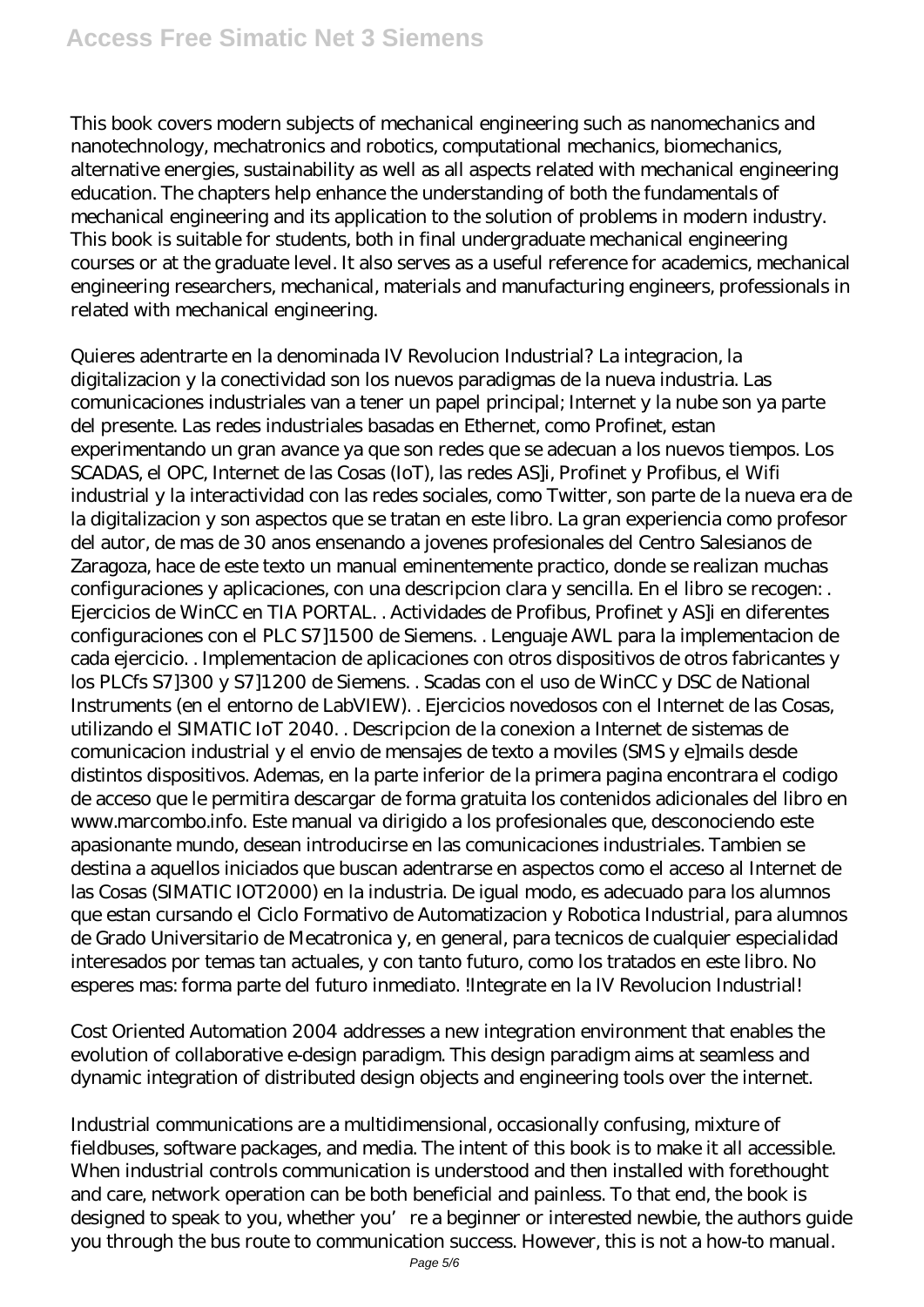This book covers modern subjects of mechanical engineering such as nanomechanics and nanotechnology, mechatronics and robotics, computational mechanics, biomechanics, alternative energies, sustainability as well as all aspects related with mechanical engineering education. The chapters help enhance the understanding of both the fundamentals of mechanical engineering and its application to the solution of problems in modern industry. This book is suitable for students, both in final undergraduate mechanical engineering courses or at the graduate level. It also serves as a useful reference for academics, mechanical engineering researchers, mechanical, materials and manufacturing engineers, professionals in related with mechanical engineering.

Quieres adentrarte en la denominada IV Revolucion Industrial? La integracion, la digitalizacion y la conectividad son los nuevos paradigmas de la nueva industria. Las comunicaciones industriales van a tener un papel principal; Internet y la nube son ya parte del presente. Las redes industriales basadas en Ethernet, como Profinet, estan experimentando un gran avance ya que son redes que se adecuan a los nuevos tiempos. Los SCADAS, el OPC, Internet de las Cosas (IoT), las redes AS]i, Profinet y Profibus, el Wifi industrial y la interactividad con las redes sociales, como Twitter, son parte de la nueva era de la digitalizacion y son aspectos que se tratan en este libro. La gran experiencia como profesor del autor, de mas de 30 anos ensenando a jovenes profesionales del Centro Salesianos de Zaragoza, hace de este texto un manual eminentemente practico, donde se realizan muchas configuraciones y aplicaciones, con una descripcion clara y sencilla. En el libro se recogen: . Ejercicios de WinCC en TIA PORTAL. . Actividades de Profibus, Profinet y AS]i en diferentes configuraciones con el PLC S7]1500 de Siemens. . Lenguaje AWL para la implementacion de cada ejercicio. . Implementacion de aplicaciones con otros dispositivos de otros fabricantes y los PLCfs S7]300 y S7]1200 de Siemens. . Scadas con el uso de WinCC y DSC de National Instruments (en el entorno de LabVIEW). . Ejercicios novedosos con el Internet de las Cosas, utilizando el SIMATIC IoT 2040. . Descripcion de la conexion a Internet de sistemas de comunicacion industrial y el envio de mensajes de texto a moviles (SMS y e]mails desde distintos dispositivos. Ademas, en la parte inferior de la primera pagina encontrara el codigo de acceso que le permitira descargar de forma gratuita los contenidos adicionales del libro en www.marcombo.info. Este manual va dirigido a los profesionales que, desconociendo este apasionante mundo, desean introducirse en las comunicaciones industriales. Tambien se destina a aquellos iniciados que buscan adentrarse en aspectos como el acceso al Internet de las Cosas (SIMATIC IOT2000) en la industria. De igual modo, es adecuado para los alumnos que estan cursando el Ciclo Formativo de Automatizacion y Robotica Industrial, para alumnos de Grado Universitario de Mecatronica y, en general, para tecnicos de cualquier especialidad interesados por temas tan actuales, y con tanto futuro, como los tratados en este libro. No esperes mas: forma parte del futuro inmediato. !Integrate en la IV Revolucion Industrial!

Cost Oriented Automation 2004 addresses a new integration environment that enables the evolution of collaborative e-design paradigm. This design paradigm aims at seamless and dynamic integration of distributed design objects and engineering tools over the internet.

Industrial communications are a multidimensional, occasionally confusing, mixture of fieldbuses, software packages, and media. The intent of this book is to make it all accessible. When industrial controls communication is understood and then installed with forethought and care, network operation can be both beneficial and painless. To that end, the book is designed to speak to you, whether you're a beginner or interested newbie, the authors guide you through the bus route to communication success. However, this is not a how-to manual.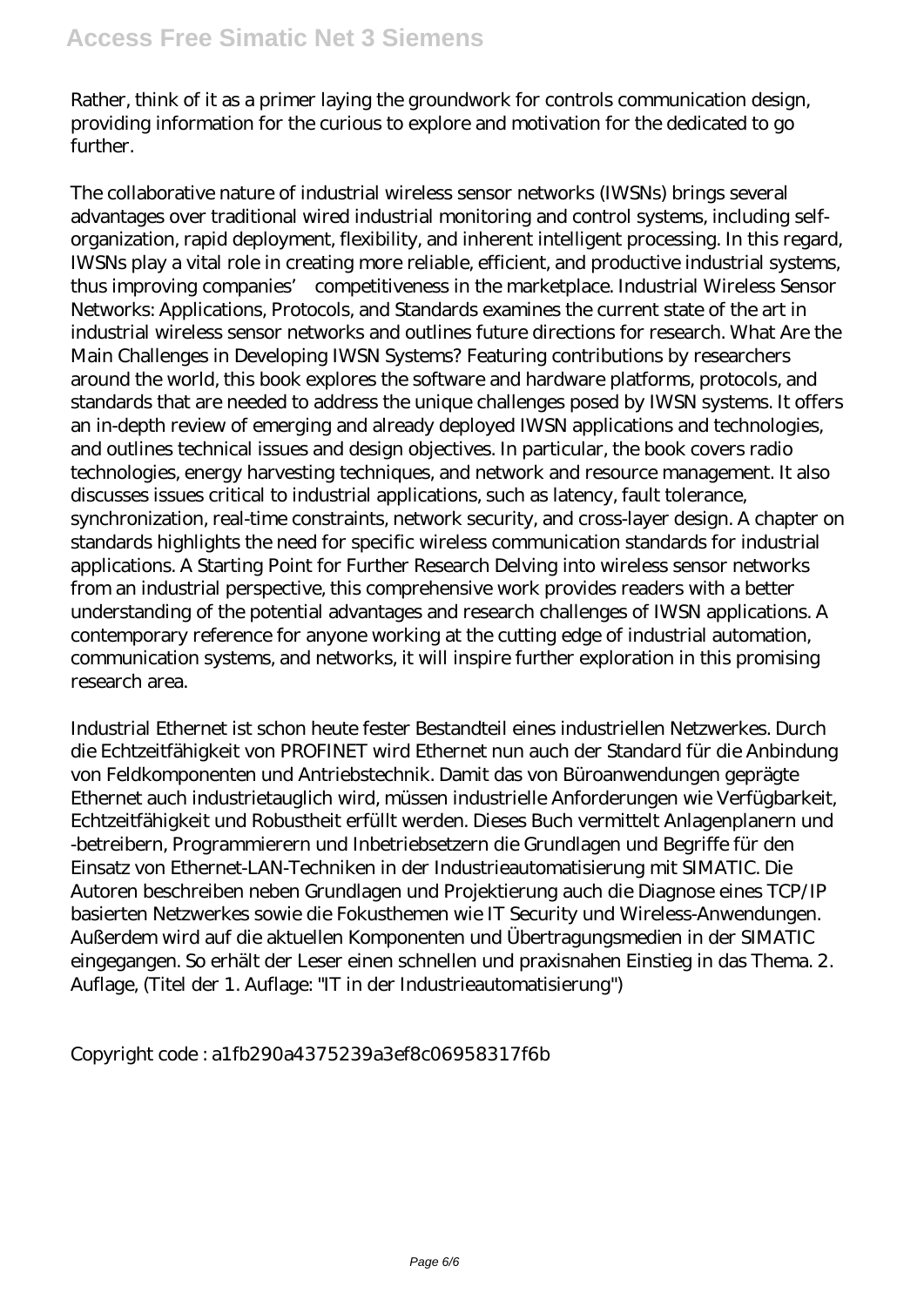Rather, think of it as a primer laying the groundwork for controls communication design, providing information for the curious to explore and motivation for the dedicated to go further.

The collaborative nature of industrial wireless sensor networks (IWSNs) brings several advantages over traditional wired industrial monitoring and control systems, including self-organization, rapid deployment, flexibility, and inherent intelligent processing. In this regard, IWSNs play a vital role in creating more reliable, efficient, and productive industrial systems, thus improving companies' competitiveness in the marketplace. Industrial Wireless Sensor Networks: Applications, Protocols, and Standards examines the current state of the art in industrial wireless sensor networks and outlines future directions for research. What Are the Main Challenges in Developing IWSN Systems? Featuring contributions by researchers around the world, this book explores the software and hardware platforms, protocols, and standards that are needed to address the unique challenges posed by IWSN systems. It offers an in-depth review of emerging and already deployed IWSN applications and technologies, and outlines technical issues and design objectives. In particular, the book covers radio technologies, energy harvesting techniques, and network and resource management. It also discusses issues critical to industrial applications, such as latency, fault tolerance, synchronization, real-time constraints, network security, and cross-layer design. A chapter on standards highlights the need for specific wireless communication standards for industrial applications. A Starting Point for Further Research Delving into wireless sensor networks from an industrial perspective, this comprehensive work provides readers with a better understanding of the potential advantages and research challenges of IWSN applications. A contemporary reference for anyone working at the cutting edge of industrial automation, communication systems, and networks, it will inspire further exploration in this promising research area.

Industrial Ethernet ist schon heute fester Bestandteil eines industriellen Netzwerkes. Durch die Echtzeitfähigkeit von PROFINET wird Ethernet nun auch der Standard für die Anbindung von Feldkomponenten und Antriebstechnik. Damit das von Büroanwendungen geprägte Ethernet auch industrietauglich wird, müssen industrielle Anforderungen wie Verfügbarkeit, Echtzeitfähigkeit und Robustheit erfüllt werden. Dieses Buch vermittelt Anlagenplanern und -betreibern, Programmierern und Inbetriebsetzern die Grundlagen und Begriffe für den Einsatz von Ethernet-LAN-Techniken in der Industrieautomatisierung mit SIMATIC. Die Autoren beschreiben neben Grundlagen und Projektierung auch die Diagnose eines TCP/IP basierten Netzwerkes sowie die Fokusthemen wie IT Security und Wireless-Anwendungen. Außerdem wird auf die aktuellen Komponenten und Übertragungsmedien in der SIMATIC eingegangen. So erhält der Leser einen schnellen und praxisnahen Einstieg in das Thema. 2. Auflage, (Titel der 1. Auflage: "IT in der Industrieautomatisierung")

Copyright code : a1fb290a4375239a3ef8c06958317f6b